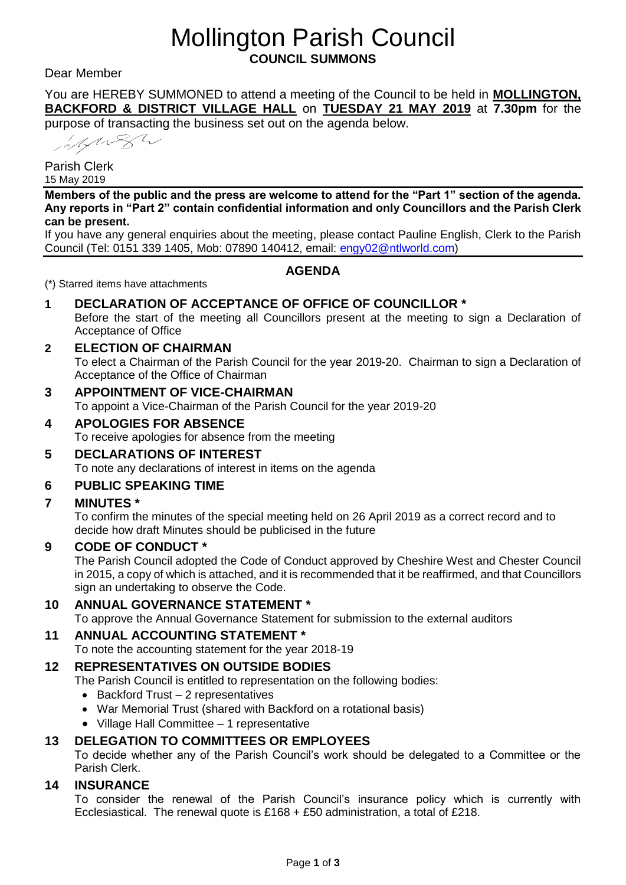# Mollington Parish Council

**COUNCIL SUMMONS**

Dear Member

You are HEREBY SUMMONED to attend a meeting of the Council to be held in **MOLLINGTON, BACKFORD & DISTRICT VILLAGE HALL** on **TUESDAY 21 MAY 2019** at **7.30pm** for the purpose of transacting the business set out on the agenda below.

Parish Clerk
15 May 2019

**Members of the public and the press are welcome to attend for the "Part 1" section of the agenda. Any reports in "Part 2" contain confidential information and only Councillors and the Parish Clerk can be present.**

If you have any general enquiries about the meeting, please contact Pauline English, Clerk to the Parish Council (Tel: 0151 339 1405, Mob: 07890 140412, email: engy02@ntlworld.com)

## AGENDA

(*) Starred items have attachments

**1 DECLARATION OF ACCEPTANCE OF OFFICE OF COUNCILLOR ***

Before the start of the meeting all Councillors present at the meeting to sign a Declaration of Acceptance of Office

**2 ELECTION OF CHAIRMAN**

To elect a Chairman of the Parish Council for the year 2019-20. Chairman to sign a Declaration of Acceptance of the Office of Chairman

**3 APPOINTMENT OF VICE-CHAIRMAN**

To appoint a Vice-Chairman of the Parish Council for the year 2019-20

**4 APOLOGIES FOR ABSENCE**

To receive apologies for absence from the meeting

**5 DECLARATIONS OF INTEREST**

To note any declarations of interest in items on the agenda

**6 PUBLIC SPEAKING TIME**

**7 MINUTES ***

To confirm the minutes of the special meeting held on 26 April 2019 as a correct record and to decide how draft Minutes should be publicised in the future

**9 CODE OF CONDUCT ***

The Parish Council adopted the Code of Conduct approved by Cheshire West and Chester Council in 2015, a copy of which is attached, and it is recommended that it be reaffirmed, and that Councillors sign an undertaking to observe the Code.

**10 ANNUAL GOVERNANCE STATEMENT ***

To approve the Annual Governance Statement for submission to the external auditors

**11 ANNUAL ACCOUNTING STATEMENT ***

To note the accounting statement for the year 2018-19

**12 REPRESENTATIVES ON OUTSIDE BODIES**

The Parish Council is entitled to representation on the following bodies:

- Backford Trust – 2 representatives
- War Memorial Trust (shared with Backford on a rotational basis)
- Village Hall Committee – 1 representative

**13 DELEGATION TO COMMITTEES OR EMPLOYEES**

To decide whether any of the Parish Council's work should be delegated to a Committee or the Parish Clerk.

**14 INSURANCE**

To consider the renewal of the Parish Council's insurance policy which is currently with Ecclesiastical. The renewal quote is £168 + £50 administration, a total of £218.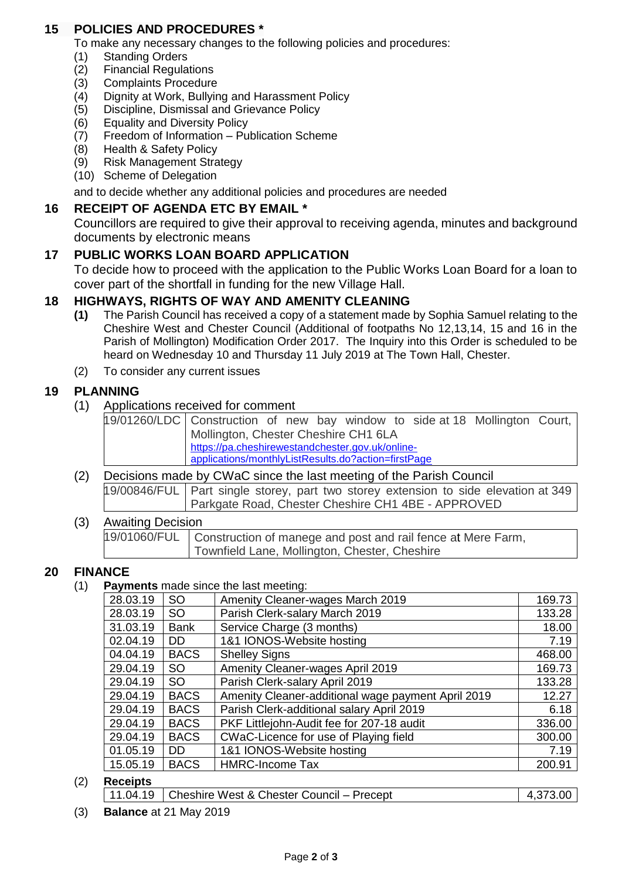## 15 POLICIES AND PROCEDURES *

To make any necessary changes to the following policies and procedures:

(1) Standing Orders
(2) Financial Regulations
(3) Complaints Procedure
(4) Dignity at Work, Bullying and Harassment Policy
(5) Discipline, Dismissal and Grievance Policy
(6) Equality and Diversity Policy
(7) Freedom of Information – Publication Scheme
(8) Health & Safety Policy
(9) Risk Management Strategy
(10) Scheme of Delegation

and to decide whether any additional policies and procedures are needed

## 16 RECEIPT OF AGENDA ETC BY EMAIL *

Councillors are required to give their approval to receiving agenda, minutes and background documents by electronic means

## 17 PUBLIC WORKS LOAN BOARD APPLICATION

To decide how to proceed with the application to the Public Works Loan Board for a loan to cover part of the shortfall in funding for the new Village Hall.

## 18 HIGHWAYS, RIGHTS OF WAY AND AMENITY CLEANING

**(1)** The Parish Council has received a copy of a statement made by Sophia Samuel relating to the Cheshire West and Chester Council (Additional of footpaths No 12,13,14, 15 and 16 in the Parish of Mollington) Modification Order 2017. The Inquiry into this Order is scheduled to be heard on Wednesday 10 and Thursday 11 July 2019 at The Town Hall, Chester.

(2) To consider any current issues

## 19 PLANNING

(1) Applications received for comment

| 19/01260/LDC | Construction of new bay window to side at 18 Mollington Court, Mollington, Chester Cheshire CH1 6LA https://pa.cheshirewestandchester.gov.uk/online-applications/monthlyListResults.do?action=firstPage |
|---|---|

(2) Decisions made by CWaC since the last meeting of the Parish Council

| 19/00846/FUL | Part single storey, part two storey extension to side elevation at 349 Parkgate Road, Chester Cheshire CH1 4BE - APPROVED |
|---|---|

(3) Awaiting Decision

| 19/01060/FUL | Construction of manege and post and rail fence at Mere Farm, Townfield Lane, Mollington, Chester, Cheshire |
|---|---|

## 20 FINANCE

(1) **Payments** made since the last meeting:

| 28.03.19 | SO | Amenity Cleaner-wages March 2019 | 169.73 |
|---|---|---|---|
| 28.03.19 | SO | Parish Clerk-salary March 2019 | 133.28 |
| 31.03.19 | Bank | Service Charge (3 months) | 18.00 |
| 02.04.19 | DD | 1&1 IONOS-Website hosting | 7.19 |
| 04.04.19 | BACS | Shelley Signs | 468.00 |
| 29.04.19 | SO | Amenity Cleaner-wages April 2019 | 169.73 |
| 29.04.19 | SO | Parish Clerk-salary April 2019 | 133.28 |
| 29.04.19 | BACS | Amenity Cleaner-additional wage payment April 2019 | 12.27 |
| 29.04.19 | BACS | Parish Clerk-additional salary April 2019 | 6.18 |
| 29.04.19 | BACS | PKF Littlejohn-Audit fee for 207-18 audit | 336.00 |
| 29.04.19 | BACS | CWaC-Licence for use of Playing field | 300.00 |
| 01.05.19 | DD | 1&1 IONOS-Website hosting | 7.19 |
| 15.05.19 | BACS | HMRC-Income Tax | 200.91 |

(2) **Receipts**

| 11.04.19 | Cheshire West & Chester Council – Precept | 4,373.00 |
|---|---|---|

(3) **Balance** at 21 May 2019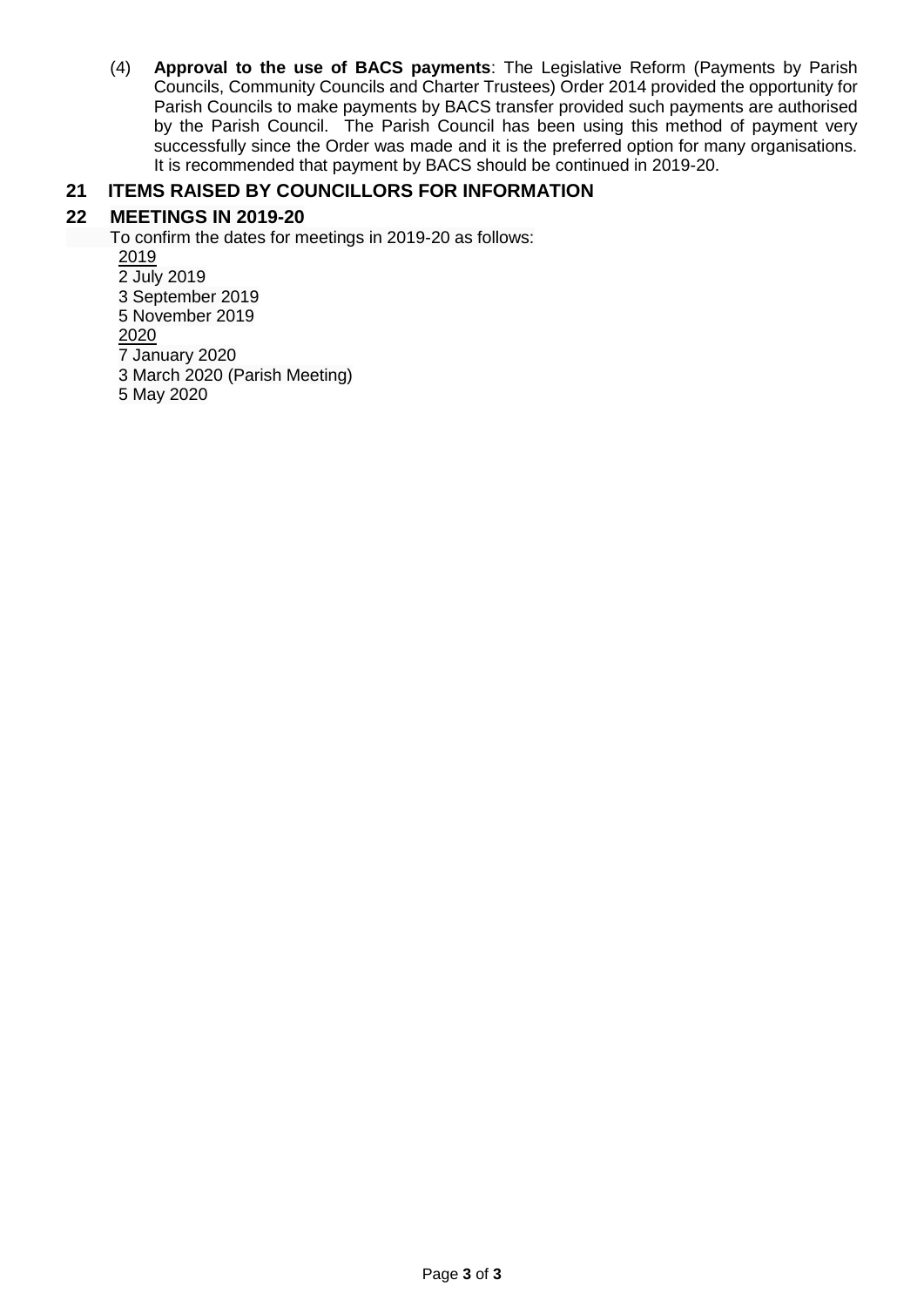(4) **Approval to the use of BACS payments**: The Legislative Reform (Payments by Parish Councils, Community Councils and Charter Trustees) Order 2014 provided the opportunity for Parish Councils to make payments by BACS transfer provided such payments are authorised by the Parish Council. The Parish Council has been using this method of payment very successfully since the Order was made and it is the preferred option for many organisations. It is recommended that payment by BACS should be continued in 2019-20.

## 21 ITEMS RAISED BY COUNCILLORS FOR INFORMATION

## 22 MEETINGS IN 2019-20

To confirm the dates for meetings in 2019-20 as follows:

<u>2019</u>
2 July 2019
3 September 2019
5 November 2019
<u>2020</u>
7 January 2020
3 March 2020 (Parish Meeting)
5 May 2020